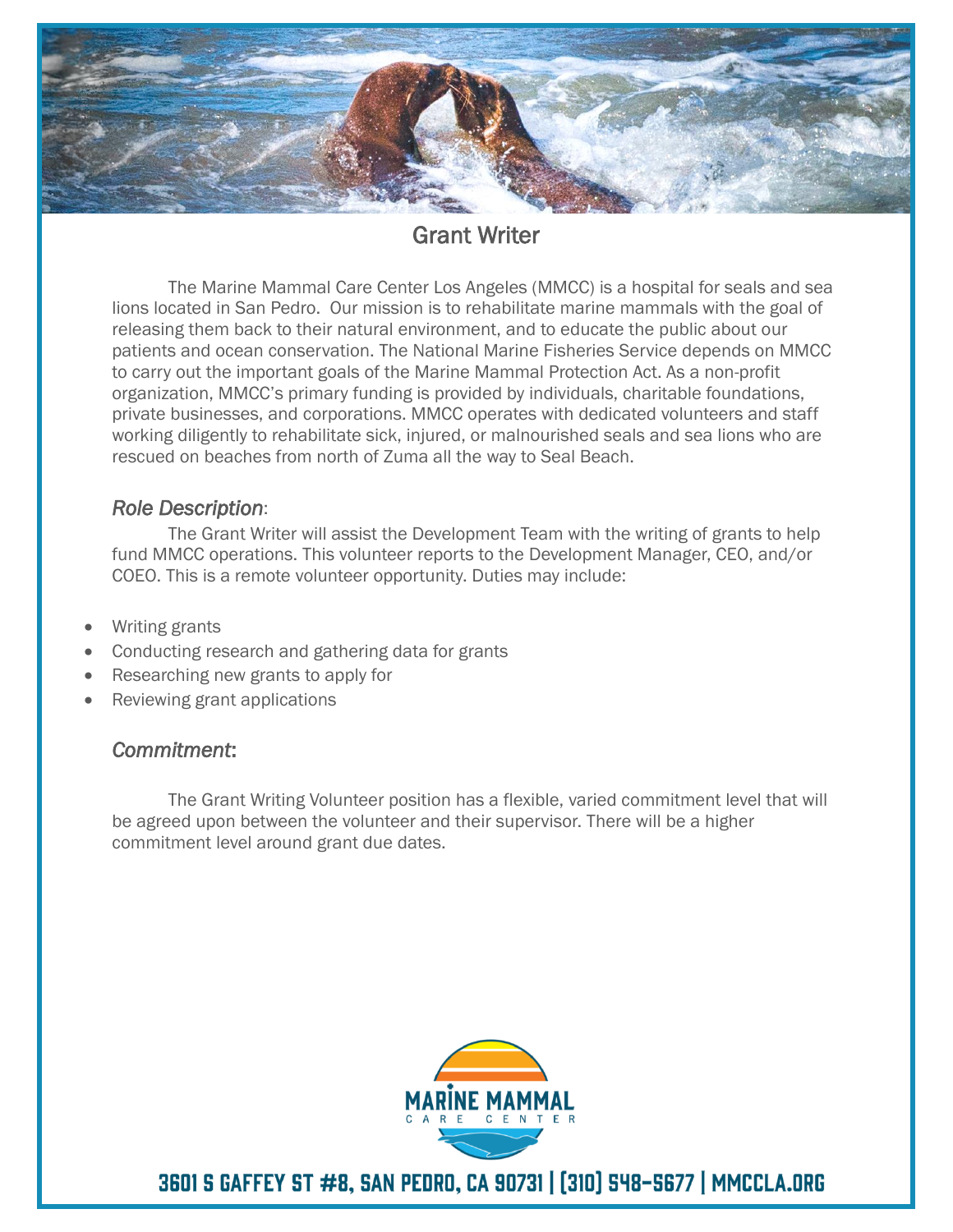# Grant Writer

The Marine Mammal Care Center Los Angeles (MMCC) is a hospital for seals and sea lions located in San Pedro. Our mission is to rehabilitate marine mammals with the goal of releasing them back to their natural environment, and to educate the public about our patients and ocean conservation. The National Marine Fisheries Service depends on MMCC to carry out the important goals of the Marine Mammal Protection Act. As a non-profit organization, MMCC's primary funding is provided by individuals, charitable foundations, private businesses, and corporations. MMCC operates with dedicated volunteers and staff working diligently to rehabilitate sick, injured, or malnourished seals and sea lions who are rescued on beaches from north of Zuma all the way to Seal Beach.

## *Role Description*:

The Grant Writer will assist the Development Team with the writing of grants to help fund MMCC operations. This volunteer reports to the Development Manager, CEO, and/or COEO. This is a remote volunteer opportunity. Duties may include:

- Writing grants
- Conducting research and gathering data for grants
- Researching new grants to apply for
- Reviewing grant applications

## *Commitment*:

The Grant Writing Volunteer position has a flexible, varied commitment level that will be agreed upon between the volunteer and their supervisor. There will be a higher commitment level around grant due dates.

MARINE MAMMAL CARE CENTER

3601 S GAFFEY ST #8, SAN PEDRO, CA 90731 | (310) 548-5677 | MMCCLA.ORG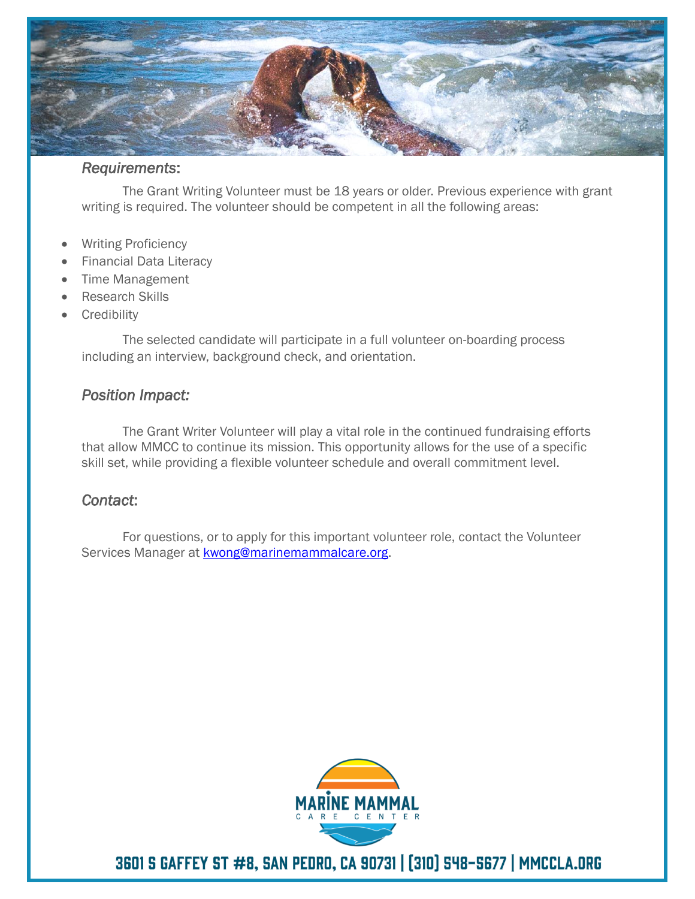### *Requirements*:

The Grant Writing Volunteer must be 18 years or older. Previous experience with grant writing is required. The volunteer should be competent in all the following areas:

- Writing Proficiency
- Financial Data Literacy
- Time Management
- Research Skills
- Credibility

The selected candidate will participate in a full volunteer on-boarding process including an interview, background check, and orientation.

### *Position Impact:*

The Grant Writer Volunteer will play a vital role in the continued fundraising efforts that allow MMCC to continue its mission. This opportunity allows for the use of a specific skill set, while providing a flexible volunteer schedule and overall commitment level.

### *Contact*:

For questions, or to apply for this important volunteer role, contact the Volunteer Services Manager at kwong@marinemammalcare.org.

MARINE MAMMAL CARE CENTER

3601 S GAFFEY ST #8, SAN PEDRO, CA 90731 | (310) 548-5677 | MMCCLA.ORG